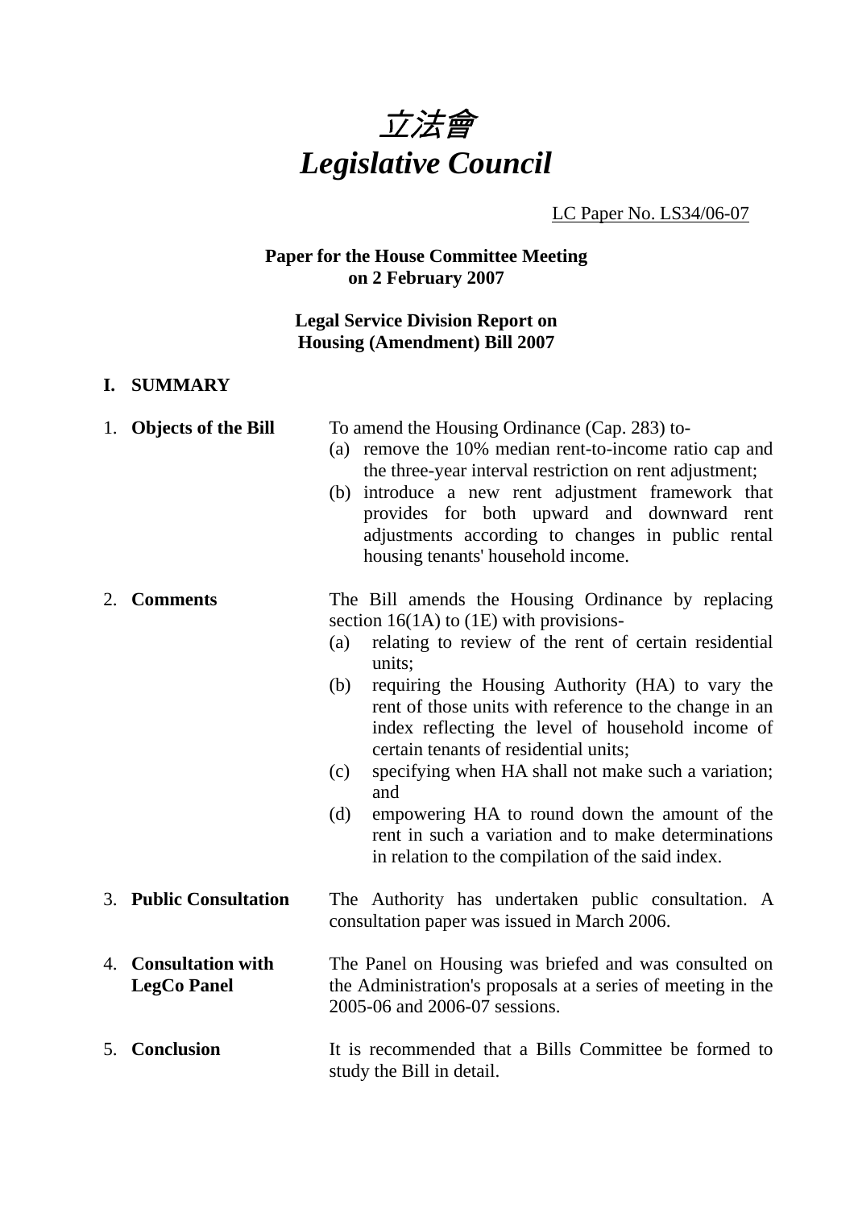# *立法會*
# *Legislative Council*

LC Paper No. LS34/06-07

**Paper for the House Committee Meeting on 2 February 2007**

**Legal Service Division Report on Housing (Amendment) Bill 2007**

## I. SUMMARY

1. **Objects of the Bill**

   To amend the Housing Ordinance (Cap. 283) to-
   (a) remove the 10% median rent-to-income ratio cap and the three-year interval restriction on rent adjustment;
   (b) introduce a new rent adjustment framework that provides for both upward and downward rent adjustments according to changes in public rental housing tenants' household income.

2. **Comments**

   The Bill amends the Housing Ordinance by replacing section 16(1A) to (1E) with provisions-
   (a) relating to review of the rent of certain residential units;
   (b) requiring the Housing Authority (HA) to vary the rent of those units with reference to the change in an index reflecting the level of household income of certain tenants of residential units;
   (c) specifying when HA shall not make such a variation; and
   (d) empowering HA to round down the amount of the rent in such a variation and to make determinations in relation to the compilation of the said index.

3. **Public Consultation**

   The Authority has undertaken public consultation. A consultation paper was issued in March 2006.

4. **Consultation with LegCo Panel**

   The Panel on Housing was briefed and was consulted on the Administration's proposals at a series of meeting in the 2005-06 and 2006-07 sessions.

5. **Conclusion**

   It is recommended that a Bills Committee be formed to study the Bill in detail.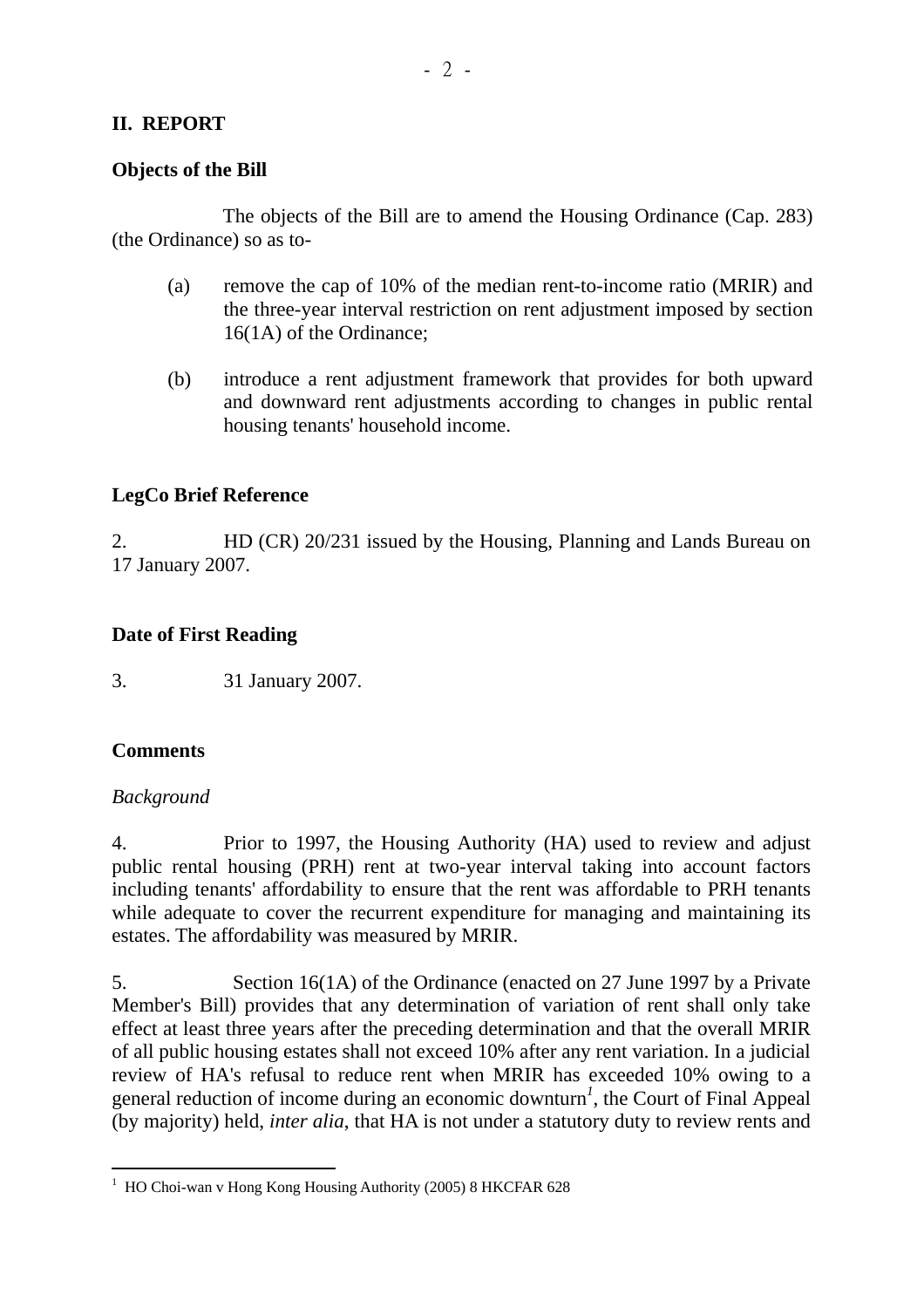## II. REPORT

### Objects of the Bill

The objects of the Bill are to amend the Housing Ordinance (Cap. 283) (the Ordinance) so as to-

(a) remove the cap of 10% of the median rent-to-income ratio (MRIR) and the three-year interval restriction on rent adjustment imposed by section 16(1A) of the Ordinance;

(b) introduce a rent adjustment framework that provides for both upward and downward rent adjustments according to changes in public rental housing tenants' household income.

### LegCo Brief Reference

2. HD (CR) 20/231 issued by the Housing, Planning and Lands Bureau on 17 January 2007.

### Date of First Reading

3. 31 January 2007.

### Comments

*Background*

4. Prior to 1997, the Housing Authority (HA) used to review and adjust public rental housing (PRH) rent at two-year interval taking into account factors including tenants' affordability to ensure that the rent was affordable to PRH tenants while adequate to cover the recurrent expenditure for managing and maintaining its estates. The affordability was measured by MRIR.

5. Section 16(1A) of the Ordinance (enacted on 27 June 1997 by a Private Member's Bill) provides that any determination of variation of rent shall only take effect at least three years after the preceding determination and that the overall MRIR of all public housing estates shall not exceed 10% after any rent variation. In a judicial review of HA's refusal to reduce rent when MRIR has exceeded 10% owing to a general reduction of income during an economic downturn[1], the Court of Final Appeal (by majority) held, *inter alia*, that HA is not under a statutory duty to review rents and

[1] HO Choi-wan v Hong Kong Housing Authority (2005) 8 HKCFAR 628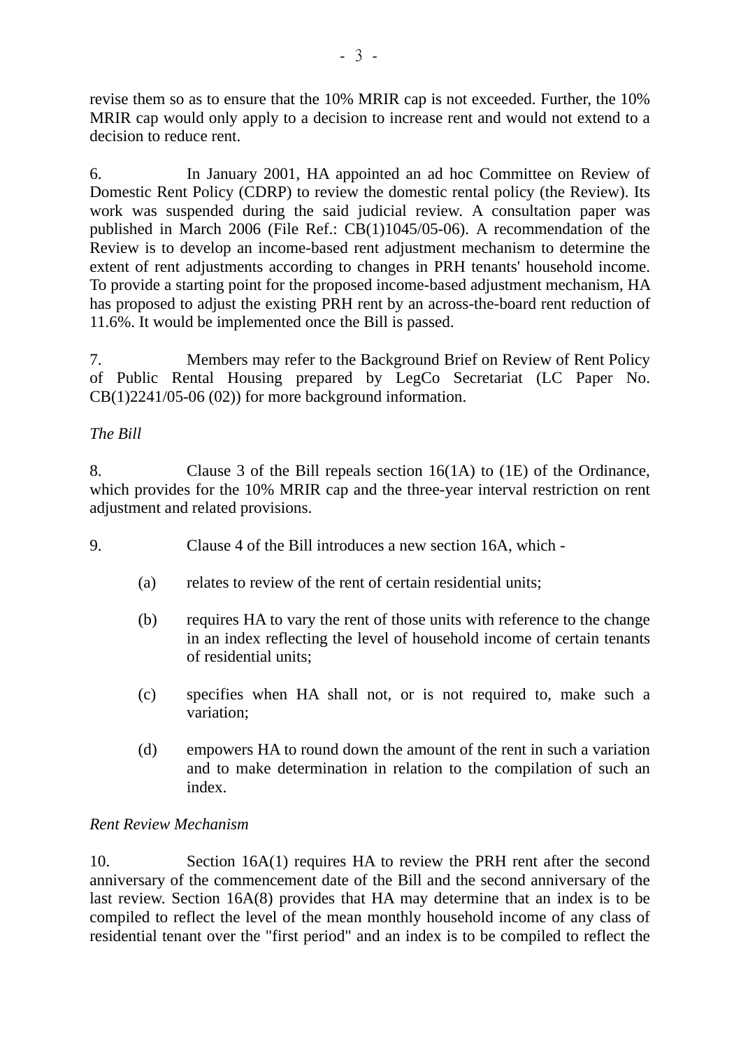revise them so as to ensure that the 10% MRIR cap is not exceeded. Further, the 10% MRIR cap would only apply to a decision to increase rent and would not extend to a decision to reduce rent.

6. In January 2001, HA appointed an ad hoc Committee on Review of Domestic Rent Policy (CDRP) to review the domestic rental policy (the Review). Its work was suspended during the said judicial review. A consultation paper was published in March 2006 (File Ref.: CB(1)1045/05-06). A recommendation of the Review is to develop an income-based rent adjustment mechanism to determine the extent of rent adjustments according to changes in PRH tenants' household income. To provide a starting point for the proposed income-based adjustment mechanism, HA has proposed to adjust the existing PRH rent by an across-the-board rent reduction of 11.6%. It would be implemented once the Bill is passed.

7. Members may refer to the Background Brief on Review of Rent Policy of Public Rental Housing prepared by LegCo Secretariat (LC Paper No. CB(1)2241/05-06 (02)) for more background information.

*The Bill*

8. Clause 3 of the Bill repeals section 16(1A) to (1E) of the Ordinance, which provides for the 10% MRIR cap and the three-year interval restriction on rent adjustment and related provisions.

9. Clause 4 of the Bill introduces a new section 16A, which -

(a) relates to review of the rent of certain residential units;

(b) requires HA to vary the rent of those units with reference to the change in an index reflecting the level of household income of certain tenants of residential units;

(c) specifies when HA shall not, or is not required to, make such a variation;

(d) empowers HA to round down the amount of the rent in such a variation and to make determination in relation to the compilation of such an index.

*Rent Review Mechanism*

10. Section 16A(1) requires HA to review the PRH rent after the second anniversary of the commencement date of the Bill and the second anniversary of the last review. Section 16A(8) provides that HA may determine that an index is to be compiled to reflect the level of the mean monthly household income of any class of residential tenant over the "first period" and an index is to be compiled to reflect the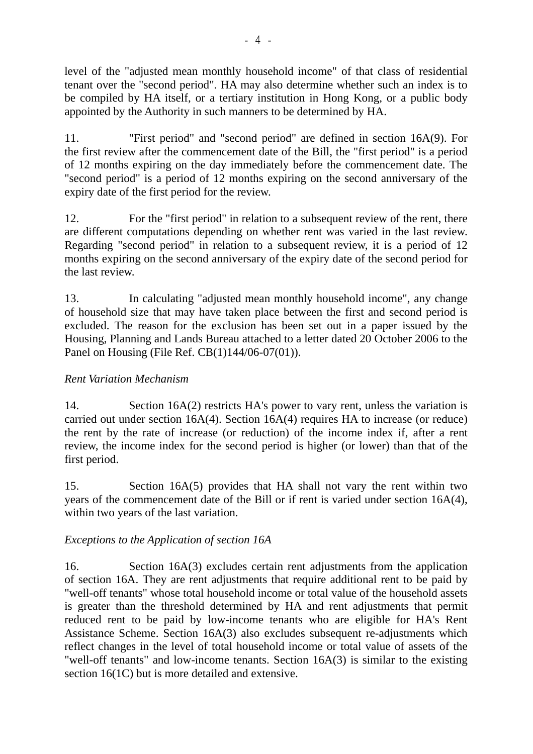level of the "adjusted mean monthly household income" of that class of residential tenant over the "second period". HA may also determine whether such an index is to be compiled by HA itself, or a tertiary institution in Hong Kong, or a public body appointed by the Authority in such manners to be determined by HA.

11. "First period" and "second period" are defined in section 16A(9). For the first review after the commencement date of the Bill, the "first period" is a period of 12 months expiring on the day immediately before the commencement date. The "second period" is a period of 12 months expiring on the second anniversary of the expiry date of the first period for the review.

12. For the "first period" in relation to a subsequent review of the rent, there are different computations depending on whether rent was varied in the last review. Regarding "second period" in relation to a subsequent review, it is a period of 12 months expiring on the second anniversary of the expiry date of the second period for the last review.

13. In calculating "adjusted mean monthly household income", any change of household size that may have taken place between the first and second period is excluded. The reason for the exclusion has been set out in a paper issued by the Housing, Planning and Lands Bureau attached to a letter dated 20 October 2006 to the Panel on Housing (File Ref. CB(1)144/06-07(01)).

*Rent Variation Mechanism*

14. Section 16A(2) restricts HA's power to vary rent, unless the variation is carried out under section 16A(4). Section 16A(4) requires HA to increase (or reduce) the rent by the rate of increase (or reduction) of the income index if, after a rent review, the income index for the second period is higher (or lower) than that of the first period.

15. Section 16A(5) provides that HA shall not vary the rent within two years of the commencement date of the Bill or if rent is varied under section 16A(4), within two years of the last variation.

*Exceptions to the Application of section 16A*

16. Section 16A(3) excludes certain rent adjustments from the application of section 16A. They are rent adjustments that require additional rent to be paid by "well-off tenants" whose total household income or total value of the household assets is greater than the threshold determined by HA and rent adjustments that permit reduced rent to be paid by low-income tenants who are eligible for HA's Rent Assistance Scheme. Section 16A(3) also excludes subsequent re-adjustments which reflect changes in the level of total household income or total value of assets of the "well-off tenants" and low-income tenants. Section 16A(3) is similar to the existing section 16(1C) but is more detailed and extensive.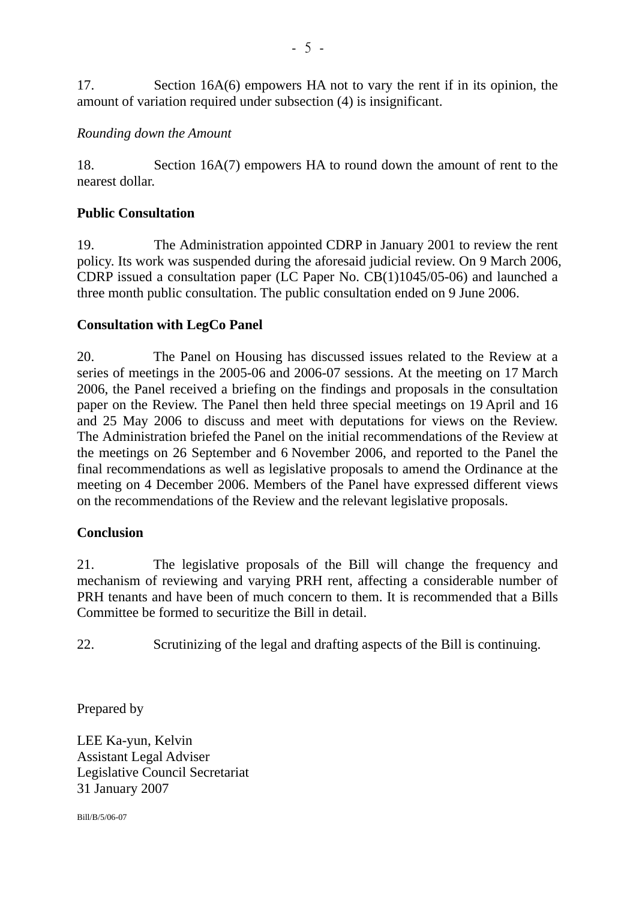17. Section 16A(6) empowers HA not to vary the rent if in its opinion, the amount of variation required under subsection (4) is insignificant.

*Rounding down the Amount*

18. Section 16A(7) empowers HA to round down the amount of rent to the nearest dollar.

**Public Consultation**

19. The Administration appointed CDRP in January 2001 to review the rent policy. Its work was suspended during the aforesaid judicial review. On 9 March 2006, CDRP issued a consultation paper (LC Paper No. CB(1)1045/05-06) and launched a three month public consultation. The public consultation ended on 9 June 2006.

**Consultation with LegCo Panel**

20. The Panel on Housing has discussed issues related to the Review at a series of meetings in the 2005-06 and 2006-07 sessions. At the meeting on 17 March 2006, the Panel received a briefing on the findings and proposals in the consultation paper on the Review. The Panel then held three special meetings on 19 April and 16 and 25 May 2006 to discuss and meet with deputations for views on the Review. The Administration briefed the Panel on the initial recommendations of the Review at the meetings on 26 September and 6 November 2006, and reported to the Panel the final recommendations as well as legislative proposals to amend the Ordinance at the meeting on 4 December 2006. Members of the Panel have expressed different views on the recommendations of the Review and the relevant legislative proposals.

**Conclusion**

21. The legislative proposals of the Bill will change the frequency and mechanism of reviewing and varying PRH rent, affecting a considerable number of PRH tenants and have been of much concern to them. It is recommended that a Bills Committee be formed to securitize the Bill in detail.

22. Scrutinizing of the legal and drafting aspects of the Bill is continuing.

Prepared by

LEE Ka-yun, Kelvin
Assistant Legal Adviser
Legislative Council Secretariat
31 January 2007

Bill/B/5/06-07